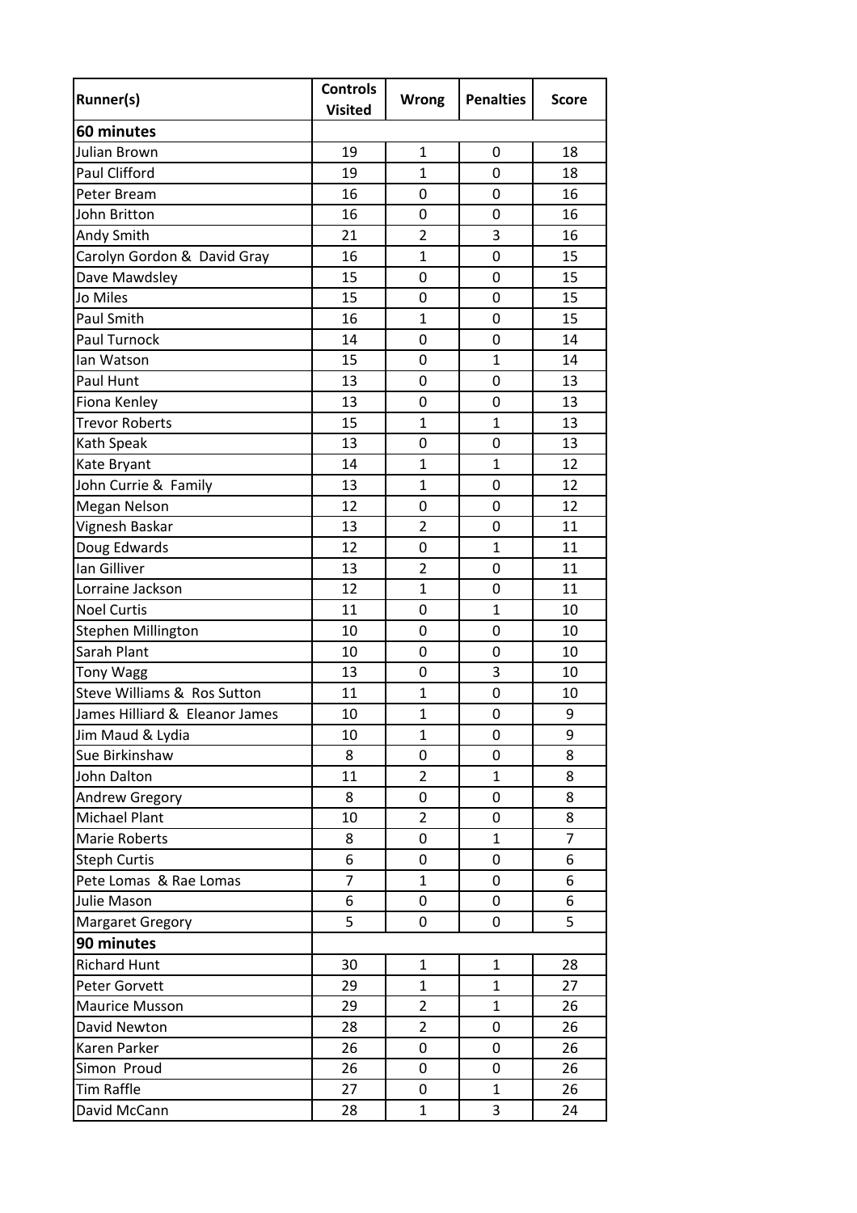| Runner(s) | Controls Visited | Wrong | Penalties | Score |
|---|---|---|---|---|
| **60 minutes** | | | | |
| Julian Brown | 19 | 1 | 0 | 18 |
| Paul Clifford | 19 | 1 | 0 | 18 |
| Peter Bream | 16 | 0 | 0 | 16 |
| John Britton | 16 | 0 | 0 | 16 |
| Andy Smith | 21 | 2 | 3 | 16 |
| Carolyn Gordon & David Gray | 16 | 1 | 0 | 15 |
| Dave Mawdsley | 15 | 0 | 0 | 15 |
| Jo Miles | 15 | 0 | 0 | 15 |
| Paul Smith | 16 | 1 | 0 | 15 |
| Paul Turnock | 14 | 0 | 0 | 14 |
| Ian Watson | 15 | 0 | 1 | 14 |
| Paul Hunt | 13 | 0 | 0 | 13 |
| Fiona Kenley | 13 | 0 | 0 | 13 |
| Trevor Roberts | 15 | 1 | 1 | 13 |
| Kath Speak | 13 | 0 | 0 | 13 |
| Kate Bryant | 14 | 1 | 1 | 12 |
| John Currie & Family | 13 | 1 | 0 | 12 |
| Megan Nelson | 12 | 0 | 0 | 12 |
| Vignesh Baskar | 13 | 2 | 0 | 11 |
| Doug Edwards | 12 | 0 | 1 | 11 |
| Ian Gilliver | 13 | 2 | 0 | 11 |
| Lorraine Jackson | 12 | 1 | 0 | 11 |
| Noel Curtis | 11 | 0 | 1 | 10 |
| Stephen Millington | 10 | 0 | 0 | 10 |
| Sarah Plant | 10 | 0 | 0 | 10 |
| Tony Wagg | 13 | 0 | 3 | 10 |
| Steve Williams & Ros Sutton | 11 | 1 | 0 | 10 |
| James Hilliard & Eleanor James | 10 | 1 | 0 | 9 |
| Jim Maud & Lydia | 10 | 1 | 0 | 9 |
| Sue Birkinshaw | 8 | 0 | 0 | 8 |
| John Dalton | 11 | 2 | 1 | 8 |
| Andrew Gregory | 8 | 0 | 0 | 8 |
| Michael Plant | 10 | 2 | 0 | 8 |
| Marie Roberts | 8 | 0 | 1 | 7 |
| Steph Curtis | 6 | 0 | 0 | 6 |
| Pete Lomas & Rae Lomas | 7 | 1 | 0 | 6 |
| Julie Mason | 6 | 0 | 0 | 6 |
| Margaret Gregory | 5 | 0 | 0 | 5 |
| **90 minutes** | | | | |
| Richard Hunt | 30 | 1 | 1 | 28 |
| Peter Gorvett | 29 | 1 | 1 | 27 |
| Maurice Musson | 29 | 2 | 1 | 26 |
| David Newton | 28 | 2 | 0 | 26 |
| Karen Parker | 26 | 0 | 0 | 26 |
| Simon Proud | 26 | 0 | 0 | 26 |
| Tim Raffle | 27 | 0 | 1 | 26 |
| David McCann | 28 | 1 | 3 | 24 |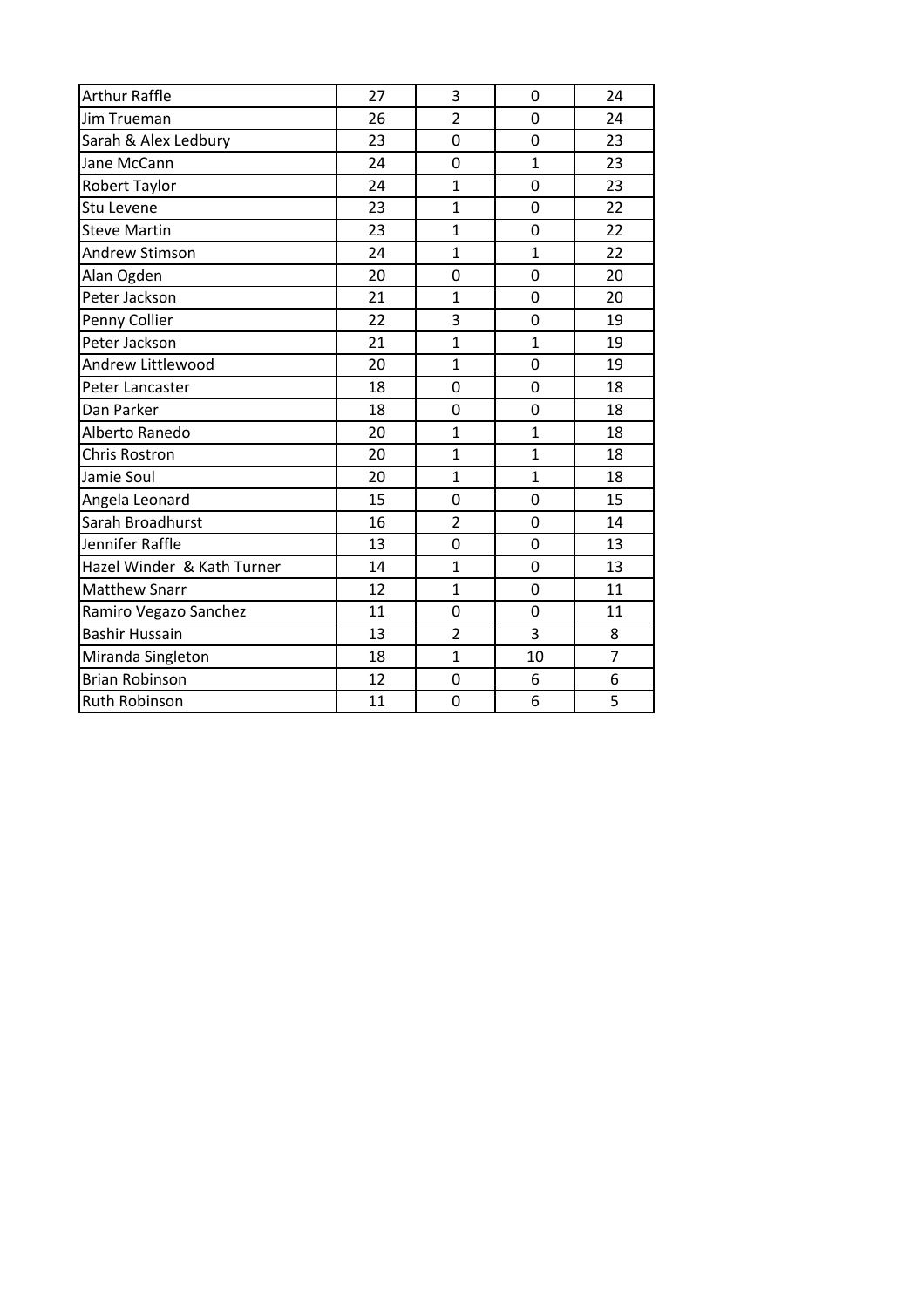| | | | | |
|---|---|---|---|---|
| Arthur Raffle | 27 | 3 | 0 | 24 |
| Jim Trueman | 26 | 2 | 0 | 24 |
| Sarah & Alex Ledbury | 23 | 0 | 0 | 23 |
| Jane McCann | 24 | 0 | 1 | 23 |
| Robert Taylor | 24 | 1 | 0 | 23 |
| Stu Levene | 23 | 1 | 0 | 22 |
| Steve Martin | 23 | 1 | 0 | 22 |
| Andrew Stimson | 24 | 1 | 1 | 22 |
| Alan Ogden | 20 | 0 | 0 | 20 |
| Peter Jackson | 21 | 1 | 0 | 20 |
| Penny Collier | 22 | 3 | 0 | 19 |
| Peter Jackson | 21 | 1 | 1 | 19 |
| Andrew Littlewood | 20 | 1 | 0 | 19 |
| Peter Lancaster | 18 | 0 | 0 | 18 |
| Dan Parker | 18 | 0 | 0 | 18 |
| Alberto Ranedo | 20 | 1 | 1 | 18 |
| Chris Rostron | 20 | 1 | 1 | 18 |
| Jamie Soul | 20 | 1 | 1 | 18 |
| Angela Leonard | 15 | 0 | 0 | 15 |
| Sarah Broadhurst | 16 | 2 | 0 | 14 |
| Jennifer Raffle | 13 | 0 | 0 | 13 |
| Hazel Winder & Kath Turner | 14 | 1 | 0 | 13 |
| Matthew Snarr | 12 | 1 | 0 | 11 |
| Ramiro Vegazo Sanchez | 11 | 0 | 0 | 11 |
| Bashir Hussain | 13 | 2 | 3 | 8 |
| Miranda Singleton | 18 | 1 | 10 | 7 |
| Brian Robinson | 12 | 0 | 6 | 6 |
| Ruth Robinson | 11 | 0 | 6 | 5 |